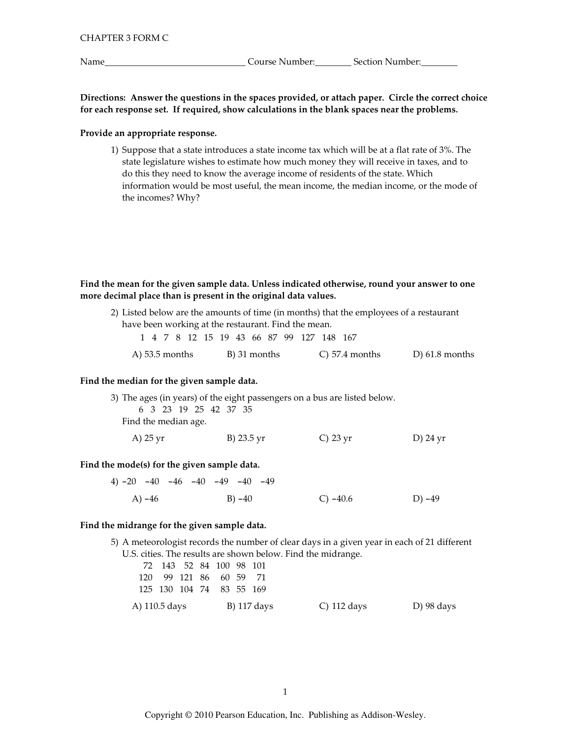CHAPTER 3 FORM C

Name______________________________ Course Number:________ Section Number:________

**Directions: Answer the questions in the spaces provided, or attach paper. Circle the correct choice for each response set. If required, show calculations in the blank spaces near the problems.**

**Provide an appropriate response.**

1) Suppose that a state introduces a state income tax which will be at a flat rate of 3%. The state legislature wishes to estimate how much money they will receive in taxes, and to do this they need to know the average income of residents of the state. Which information would be most useful, the mean income, the median income, or the mode of the incomes? Why?

**Find the mean for the given sample data. Unless indicated otherwise, round your answer to one more decimal place than is present in the original data values.**

2) Listed below are the amounts of time (in months) that the employees of a restaurant have been working at the restaurant. Find the mean.

1 4 7 8 12 15 19 43 66 87 99 127 148 167

A) 53.5 months B) 31 months C) 57.4 months D) 61.8 months

**Find the median for the given sample data.**

3) The ages (in years) of the eight passengers on a bus are listed below.

6 3 23 19 25 42 37 35

Find the median age.

A) 25 yr B) 23.5 yr C) 23 yr D) 24 yr

**Find the mode(s) for the given sample data.**

4) −20 −40 −46 −40 −49 −40 −49

A) −46 B) −40 C) −40.6 D) −49

**Find the midrange for the given sample data.**

5) A meteorologist records the number of clear days in a given year in each of 21 different U.S. cities. The results are shown below. Find the midrange.

72 143 52 84 100 98 101
120 99 121 86 60 59 71
125 130 104 74 83 55 169

A) 110.5 days B) 117 days C) 112 days D) 98 days

Copyright © 2010 Pearson Education, Inc. Publishing as Addison-Wesley.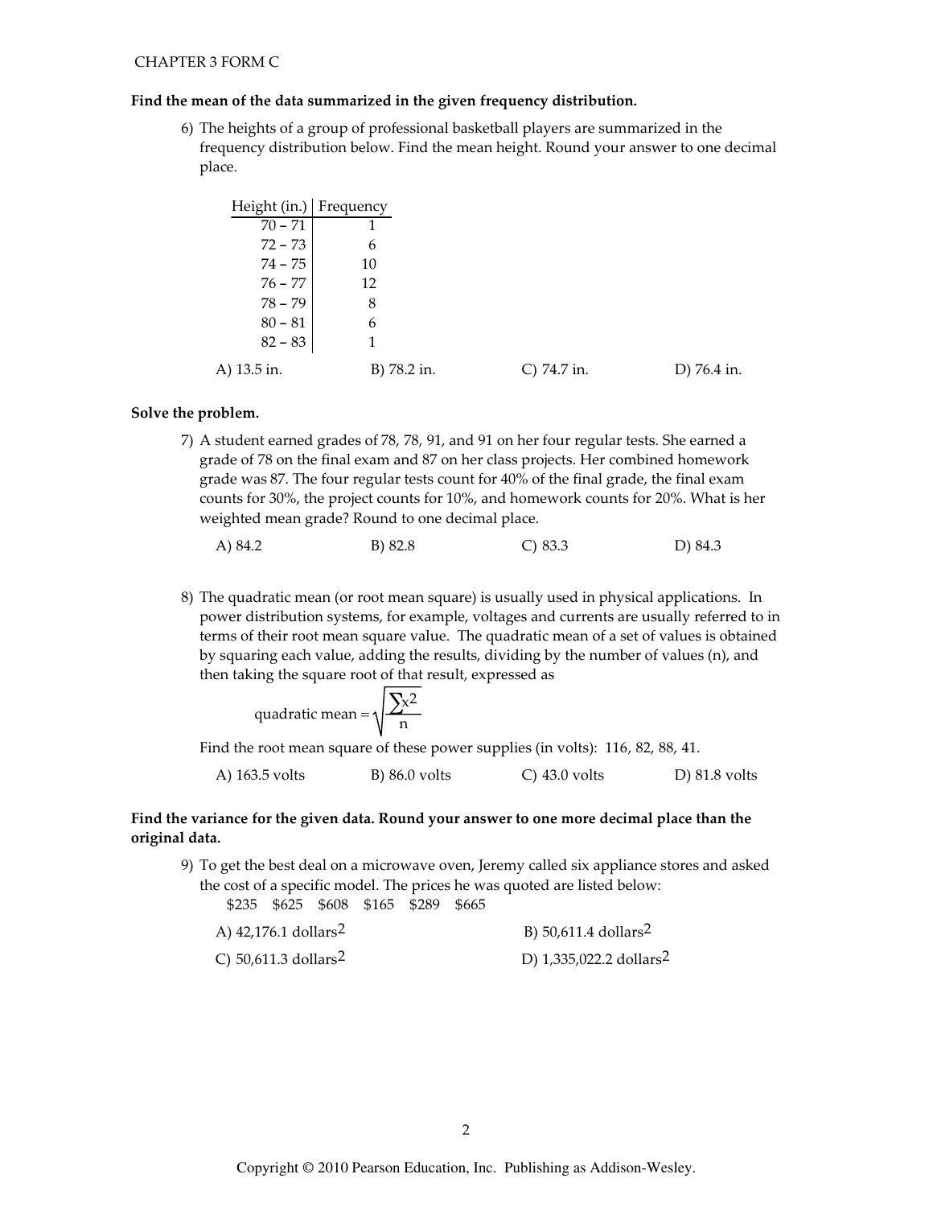**Find the mean of the data summarized in the given frequency distribution.**

6) The heights of a group of professional basketball players are summarized in the frequency distribution below. Find the mean height. Round your answer to one decimal place.

| Height (in.) | Frequency |
|---|---|
| 70 – 71 | 1 |
| 72 – 73 | 6 |
| 74 – 75 | 10 |
| 76 – 77 | 12 |
| 78 – 79 | 8 |
| 80 – 81 | 6 |
| 82 – 83 | 1 |

A) 13.5 in. B) 78.2 in. C) 74.7 in. D) 76.4 in.

**Solve the problem.**

7) A student earned grades of 78, 78, 91, and 91 on her four regular tests. She earned a grade of 78 on the final exam and 87 on her class projects. Her combined homework grade was 87. The four regular tests count for 40% of the final grade, the final exam counts for 30%, the project counts for 10%, and homework counts for 20%. What is her weighted mean grade? Round to one decimal place.

A) 84.2 B) 82.8 C) 83.3 D) 84.3

8) The quadratic mean (or root mean square) is usually used in physical applications. In power distribution systems, for example, voltages and currents are usually referred to in terms of their root mean square value. The quadratic mean of a set of values is obtained by squaring each value, adding the results, dividing by the number of values (n), and then taking the square root of that result, expressed as

$$\text{quadratic mean} = \sqrt{\frac{\sum x^2}{n}}$$

Find the root mean square of these power supplies (in volts): 116, 82, 88, 41.

A) 163.5 volts B) 86.0 volts C) 43.0 volts D) 81.8 volts

**Find the variance for the given data. Round your answer to one more decimal place than the original data.**

9) To get the best deal on a microwave oven, Jeremy called six appliance stores and asked the cost of a specific model. The prices he was quoted are listed below:
$235 $625 $608 $165 $289 $665

A) 42,176.1 dollars$^2$ B) 50,611.4 dollars$^2$

C) 50,611.3 dollars$^2$ D) 1,335,022.2 dollars$^2$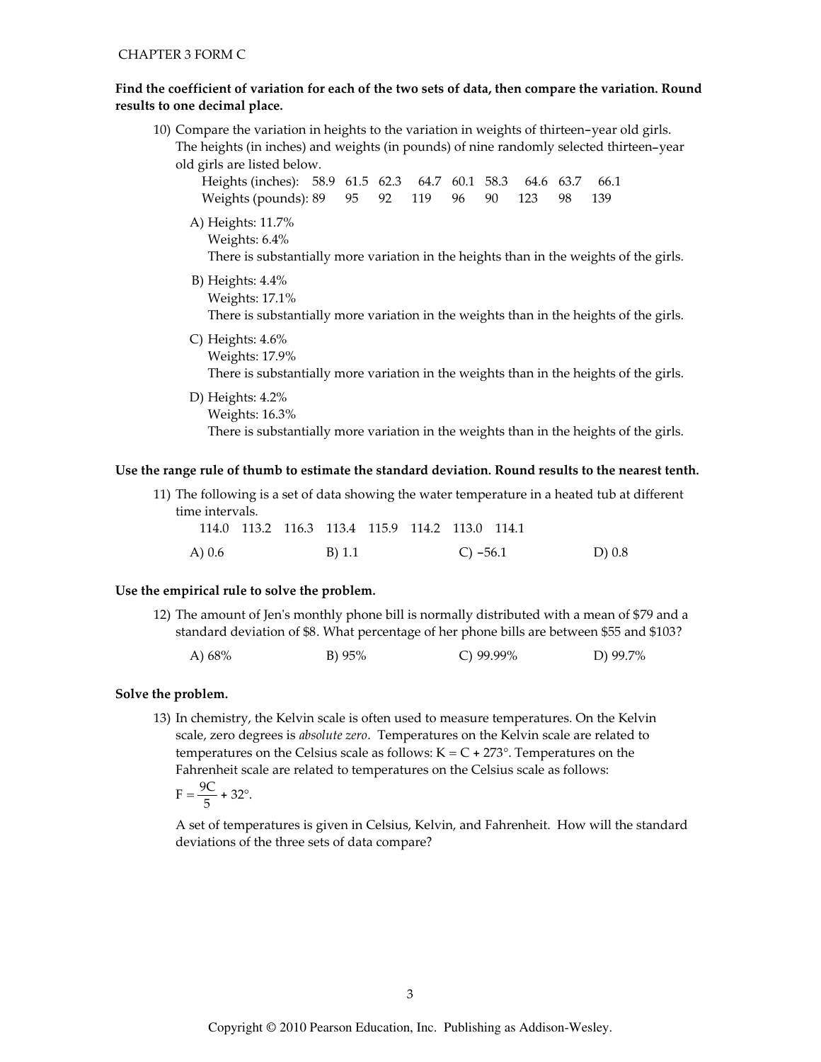CHAPTER 3 FORM C

**Find the coefficient of variation for each of the two sets of data, then compare the variation. Round results to one decimal place.**

10) Compare the variation in heights to the variation in weights of thirteen-year old girls. The heights (in inches) and weights (in pounds) of nine randomly selected thirteen-year old girls are listed below.

| | | | | | | | | | |
|---|---|---|---|---|---|---|---|---|---|
| Heights (inches): | 58.9 | 61.5 | 62.3 | 64.7 | 60.1 | 58.3 | 64.6 | 63.7 | 66.1 |
| Weights (pounds): | 89 | 95 | 92 | 119 | 96 | 90 | 123 | 98 | 139 |

A) Heights: 11.7%
Weights: 6.4%
There is substantially more variation in the heights than in the weights of the girls.

B) Heights: 4.4%
Weights: 17.1%
There is substantially more variation in the weights than in the heights of the girls.

C) Heights: 4.6%
Weights: 17.9%
There is substantially more variation in the weights than in the heights of the girls.

D) Heights: 4.2%
Weights: 16.3%
There is substantially more variation in the weights than in the heights of the girls.

**Use the range rule of thumb to estimate the standard deviation. Round results to the nearest tenth.**

11) The following is a set of data showing the water temperature in a heated tub at different time intervals.

114.0 113.2 116.3 113.4 115.9 114.2 113.0 114.1

A) 0.6 B) 1.1 C) −56.1 D) 0.8

**Use the empirical rule to solve the problem.**

12) The amount of Jen's monthly phone bill is normally distributed with a mean of $79 and a standard deviation of $8. What percentage of her phone bills are between $55 and $103?

A) 68% B) 95% C) 99.99% D) 99.7%

**Solve the problem.**

13) In chemistry, the Kelvin scale is often used to measure temperatures. On the Kelvin scale, zero degrees is *absolute zero*. Temperatures on the Kelvin scale are related to temperatures on the Celsius scale as follows: $K = C + 273°$. Temperatures on the Fahrenheit scale are related to temperatures on the Celsius scale as follows:

$$F = \frac{9C}{5} + 32°.$$

A set of temperatures is given in Celsius, Kelvin, and Fahrenheit. How will the standard deviations of the three sets of data compare?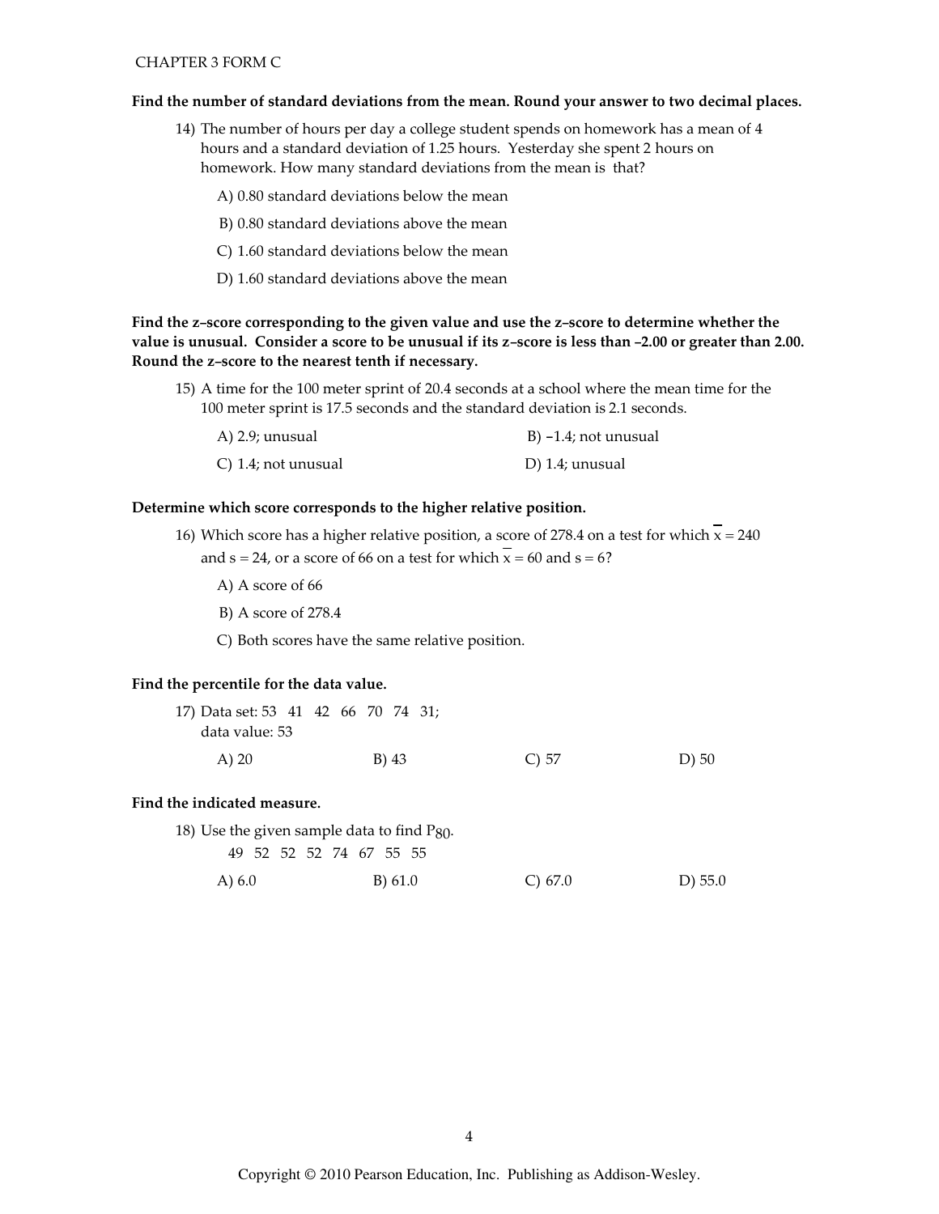**Find the number of standard deviations from the mean. Round your answer to two decimal places.**

14) The number of hours per day a college student spends on homework has a mean of 4 hours and a standard deviation of 1.25 hours. Yesterday she spent 2 hours on homework. How many standard deviations from the mean is that?

A) 0.80 standard deviations below the mean

B) 0.80 standard deviations above the mean

C) 1.60 standard deviations below the mean

D) 1.60 standard deviations above the mean

**Find the z-score corresponding to the given value and use the z-score to determine whether the value is unusual. Consider a score to be unusual if its z-score is less than –2.00 or greater than 2.00. Round the z-score to the nearest tenth if necessary.**

15) A time for the 100 meter sprint of 20.4 seconds at a school where the mean time for the 100 meter sprint is 17.5 seconds and the standard deviation is 2.1 seconds.

A) 2.9; unusual

B) –1.4; not unusual

C) 1.4; not unusual

D) 1.4; unusual

**Determine which score corresponds to the higher relative position.**

16) Which score has a higher relative position, a score of 278.4 on a test for which $\bar{x} = 240$ and $s = 24$, or a score of 66 on a test for which $\bar{x} = 60$ and $s = 6$?

A) A score of 66

B) A score of 278.4

C) Both scores have the same relative position.

**Find the percentile for the data value.**

17) Data set: 53 41 42 66 70 74 31;
data value: 53

A) 20 B) 43 C) 57 D) 50

**Find the indicated measure.**

18) Use the given sample data to find $P_{80}$.

49 52 52 52 74 67 55 55

A) 6.0 B) 61.0 C) 67.0 D) 55.0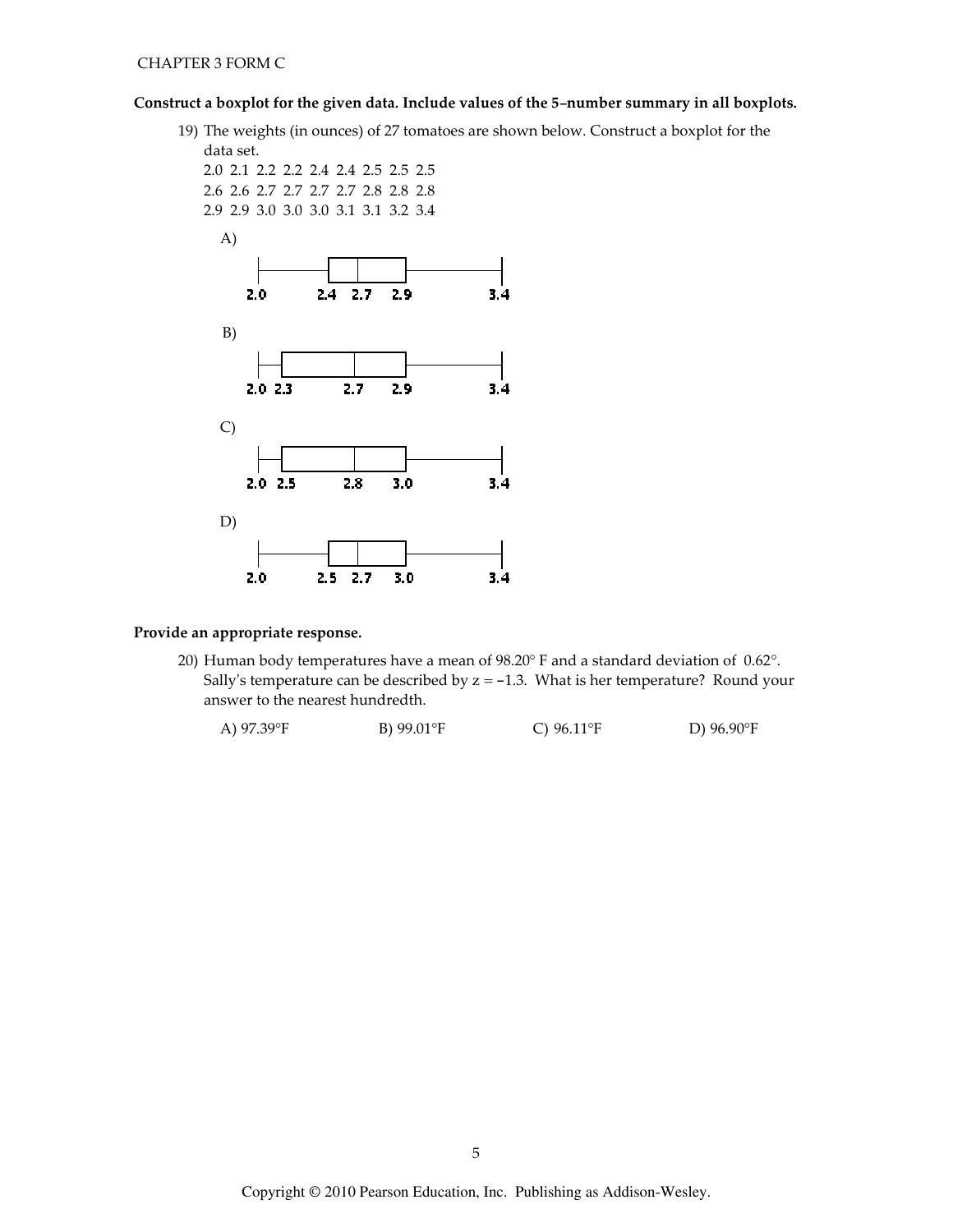**Construct a boxplot for the given data. Include values of the 5–number summary in all boxplots.**

19) The weights (in ounces) of 27 tomatoes are shown below. Construct a boxplot for the data set.

2.0 2.1 2.2 2.2 2.4 2.4 2.5 2.5 2.5
2.6 2.6 2.7 2.7 2.7 2.7 2.8 2.8 2.8
2.9 2.9 3.0 3.0 3.0 3.1 3.1 3.2 3.4

A) Boxplot with values: 2.0, 2.4, 2.7, 2.9, 3.4

B) Boxplot with values: 2.0, 2.3, 2.7, 2.9, 3.4

C) Boxplot with values: 2.0, 2.5, 2.8, 3.0, 3.4

D) Boxplot with values: 2.0, 2.5, 2.7, 3.0, 3.4

**Provide an appropriate response.**

20) Human body temperatures have a mean of 98.20° F and a standard deviation of 0.62°. Sally's temperature can be described by $z = -1.3$. What is her temperature? Round your answer to the nearest hundredth.

A) 97.39°F  B) 99.01°F  C) 96.11°F  D) 96.90°F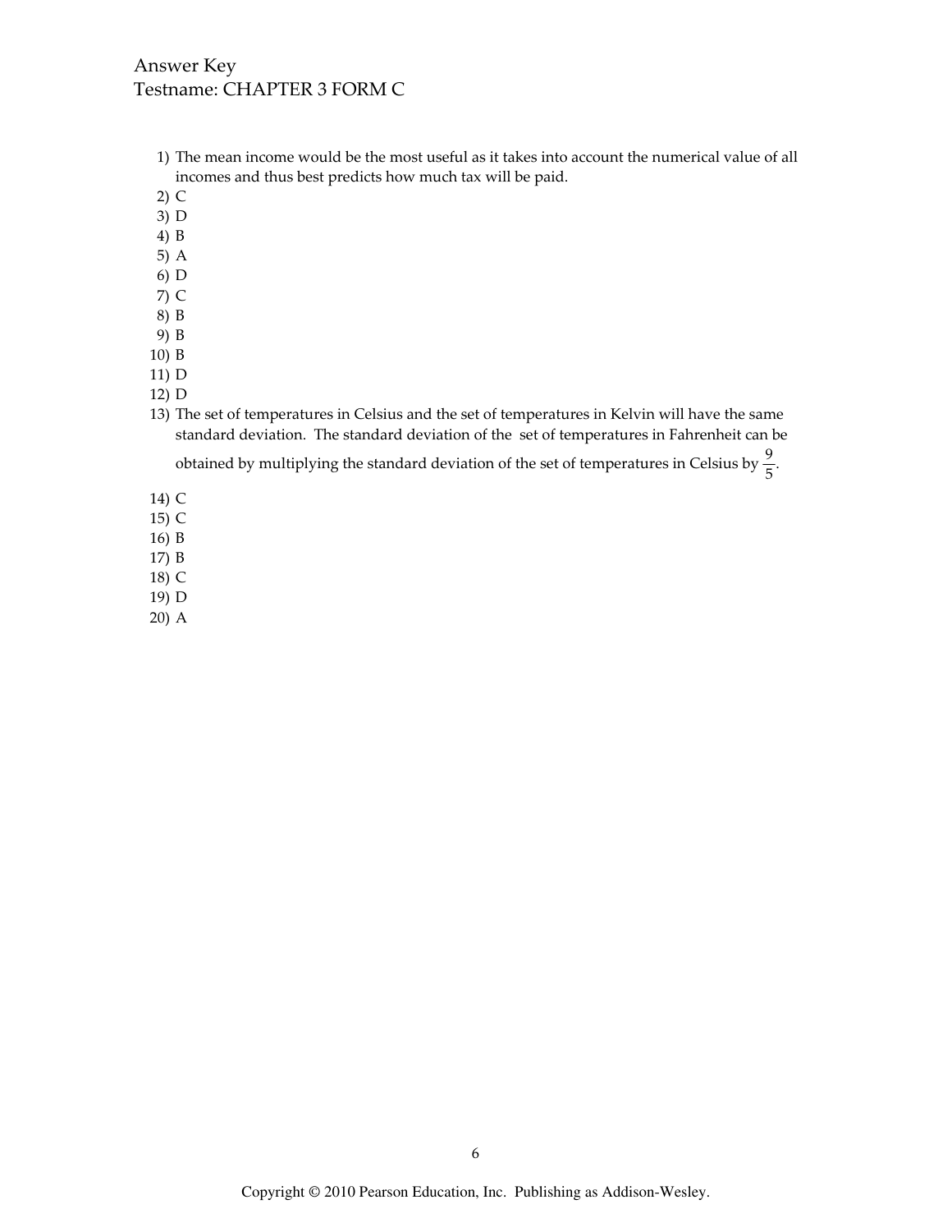Answer Key
Testname: CHAPTER 3 FORM C

1) The mean income would be the most useful as it takes into account the numerical value of all incomes and thus best predicts how much tax will be paid.
2) C
3) D
4) B
5) A
6) D
7) C
8) B
9) B
10) B
11) D
12) D
13) The set of temperatures in Celsius and the set of temperatures in Kelvin will have the same standard deviation. The standard deviation of the set of temperatures in Fahrenheit can be obtained by multiplying the standard deviation of the set of temperatures in Celsius by $\frac{9}{5}$.
14) C
15) C
16) B
17) B
18) C
19) D
20) A

Copyright © 2010 Pearson Education, Inc. Publishing as Addison-Wesley.